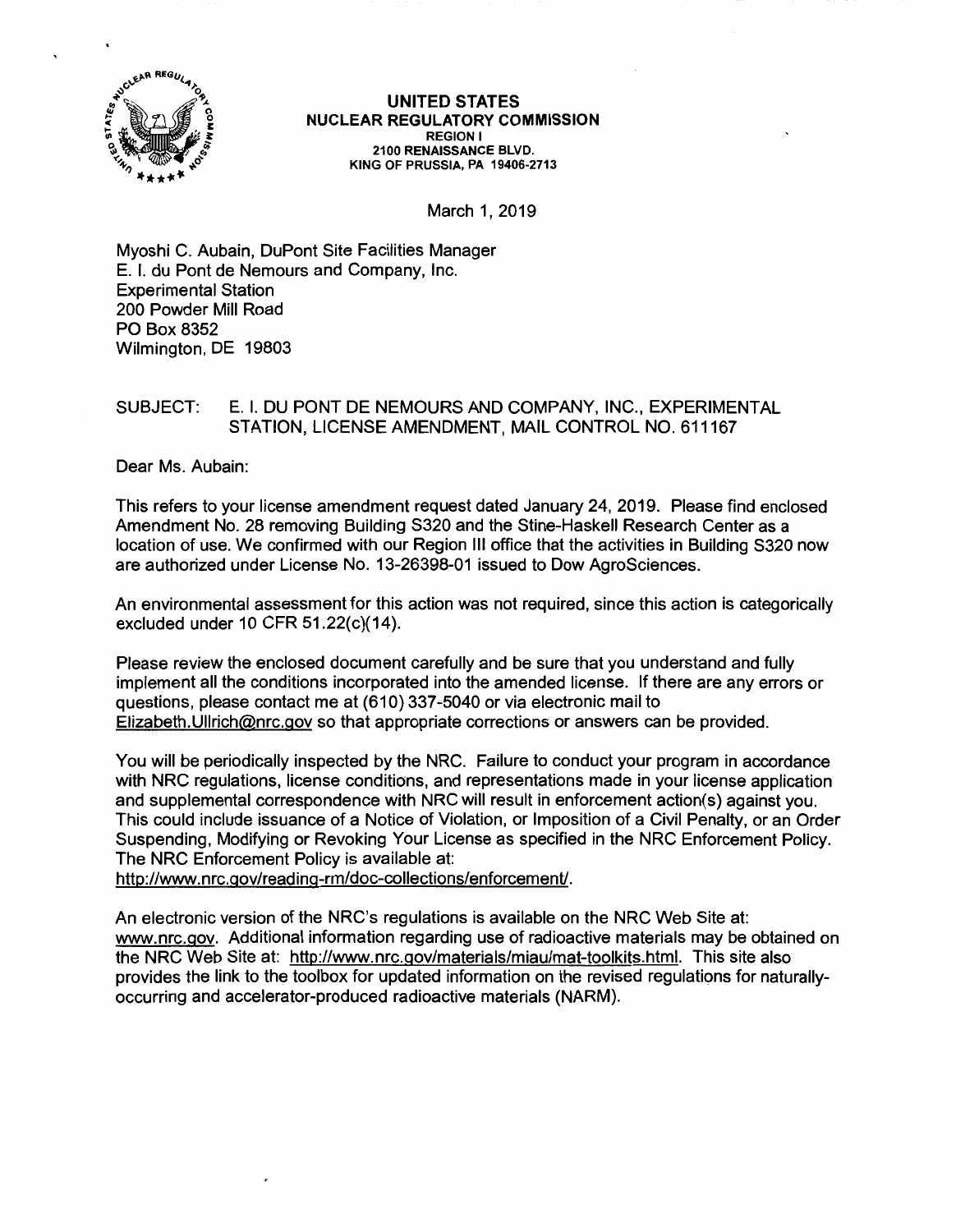**UNITED STATES**
**NUCLEAR REGULATORY COMMISSION**
**REGION I**
**2100 RENAISSANCE BLVD.**
**KING OF PRUSSIA, PA 19406-2713**

March 1, 2019

Myoshi C. Aubain, DuPont Site Facilities Manager
E. I. du Pont de Nemours and Company, Inc.
Experimental Station
200 Powder Mill Road
PO Box 8352
Wilmington, DE 19803

SUBJECT: E. I. DU PONT DE NEMOURS AND COMPANY, INC., EXPERIMENTAL STATION, LICENSE AMENDMENT, MAIL CONTROL NO. 611167

Dear Ms. Aubain:

This refers to your license amendment request dated January 24, 2019. Please find enclosed Amendment No. 28 removing Building S320 and the Stine-Haskell Research Center as a location of use. We confirmed with our Region III office that the activities in Building S320 now are authorized under License No. 13-26398-01 issued to Dow AgroSciences.

An environmental assessment for this action was not required, since this action is categorically excluded under 10 CFR 51.22(c)(14).

Please review the enclosed document carefully and be sure that you understand and fully implement all the conditions incorporated into the amended license. If there are any errors or questions, please contact me at (610) 337-5040 or via electronic mail to Elizabeth.Ullrich@nrc.gov so that appropriate corrections or answers can be provided.

You will be periodically inspected by the NRC. Failure to conduct your program in accordance with NRC regulations, license conditions, and representations made in your license application and supplemental correspondence with NRC will result in enforcement action(s) against you. This could include issuance of a Notice of Violation, or Imposition of a Civil Penalty, or an Order Suspending, Modifying or Revoking Your License as specified in the NRC Enforcement Policy. The NRC Enforcement Policy is available at: http://www.nrc.gov/reading-rm/doc-collections/enforcement/.

An electronic version of the NRC's regulations is available on the NRC Web Site at: www.nrc.gov. Additional information regarding use of radioactive materials may be obtained on the NRC Web Site at: http://www.nrc.gov/materials/miau/mat-toolkits.html. This site also provides the link to the toolbox for updated information on the revised regulations for naturally-occurring and accelerator-produced radioactive materials (NARM).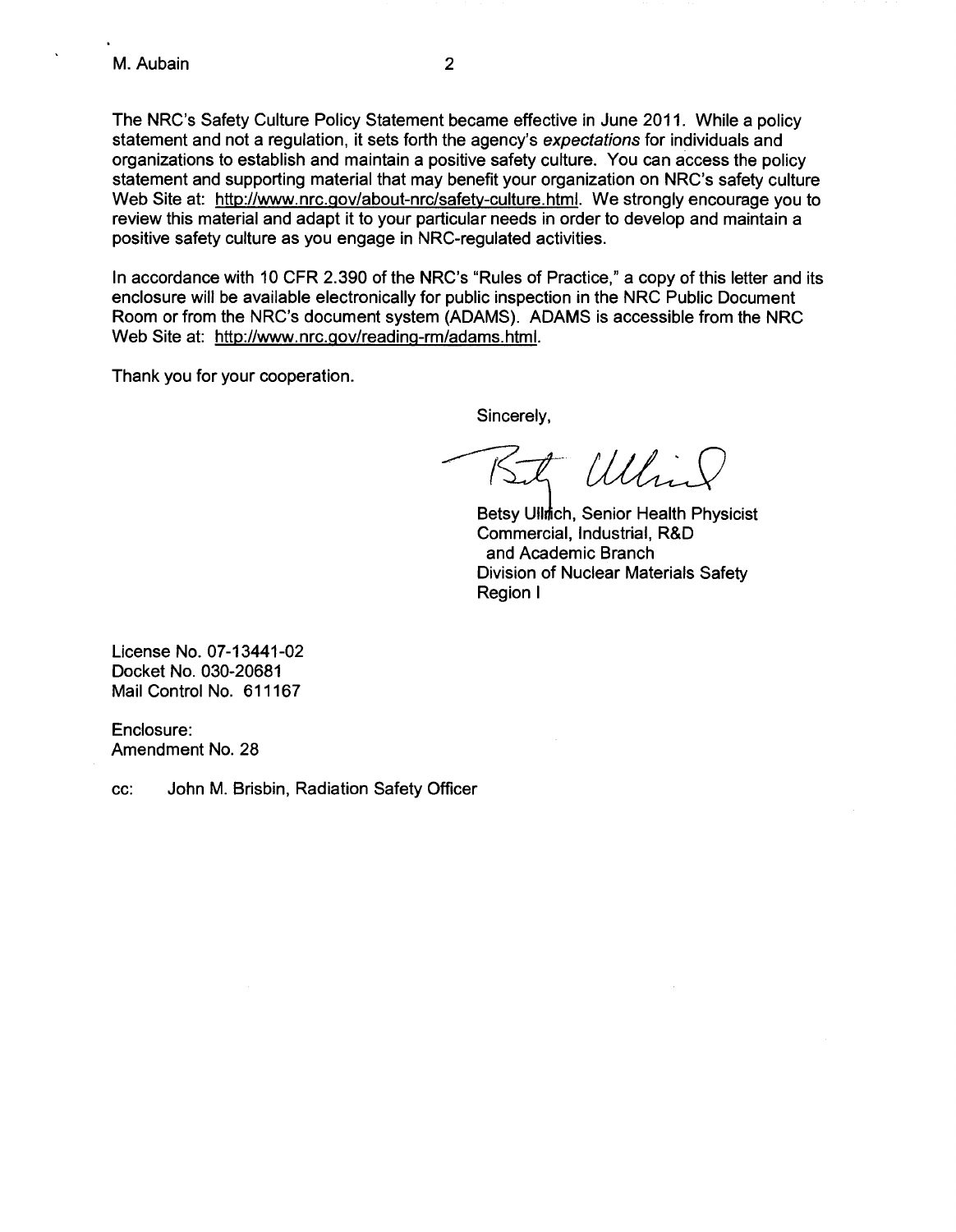The NRC's Safety Culture Policy Statement became effective in June 2011. While a policy statement and not a regulation, it sets forth the agency's *expectations* for individuals and organizations to establish and maintain a positive safety culture. You can access the policy statement and supporting material that may benefit your organization on NRC's safety culture Web Site at: http://www.nrc.gov/about-nrc/safety-culture.html. We strongly encourage you to review this material and adapt it to your particular needs in order to develop and maintain a positive safety culture as you engage in NRC-regulated activities.

In accordance with 10 CFR 2.390 of the NRC's "Rules of Practice," a copy of this letter and its enclosure will be available electronically for public inspection in the NRC Public Document Room or from the NRC's document system (ADAMS). ADAMS is accessible from the NRC Web Site at: http://www.nrc.gov/reading-rm/adams.html.

Thank you for your cooperation.

Sincerely,

Betsy Ullrich, Senior Health Physicist
Commercial, Industrial, R&D
and Academic Branch
Division of Nuclear Materials Safety
Region I

License No. 07-13441-02
Docket No. 030-20681
Mail Control No. 611167

Enclosure:
Amendment No. 28

cc: John M. Brisbin, Radiation Safety Officer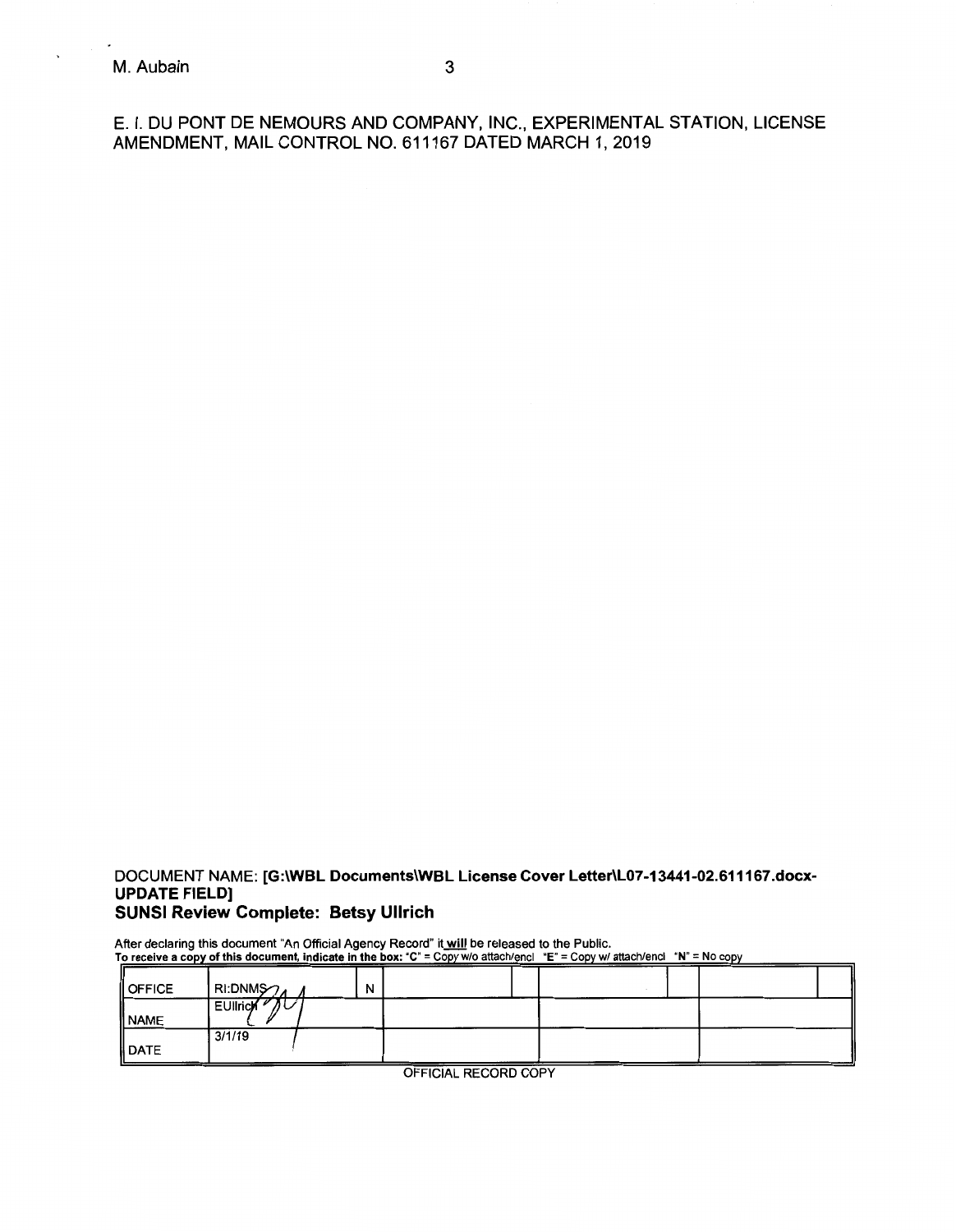E. I. DU PONT DE NEMOURS AND COMPANY, INC., EXPERIMENTAL STATION, LICENSE AMENDMENT, MAIL CONTROL NO. 611167 DATED MARCH 1, 2019

DOCUMENT NAME: **[G:\WBL Documents\WBL License Cover Letter\L07-13441-02.611167.docx-UPDATE FIELD]**
**SUNSI Review Complete: Betsy Ullrich**

After declaring this document "An Official Agency Record" it **will** be released to the Public.
**To receive a copy of this document, indicate in the box: "C" = Copy w/o attach/encl "E" = Copy w/ attach/encl "N" = No copy**

| | | | | | | | | |
|---|---|---|---|---|---|---|---|---|
| OFFICE | RI:DNMS | N | | | | | | |
| NAME | EUllrich | | | | | | | |
| DATE | 3/1/19 | | | | | | | |

OFFICIAL RECORD COPY